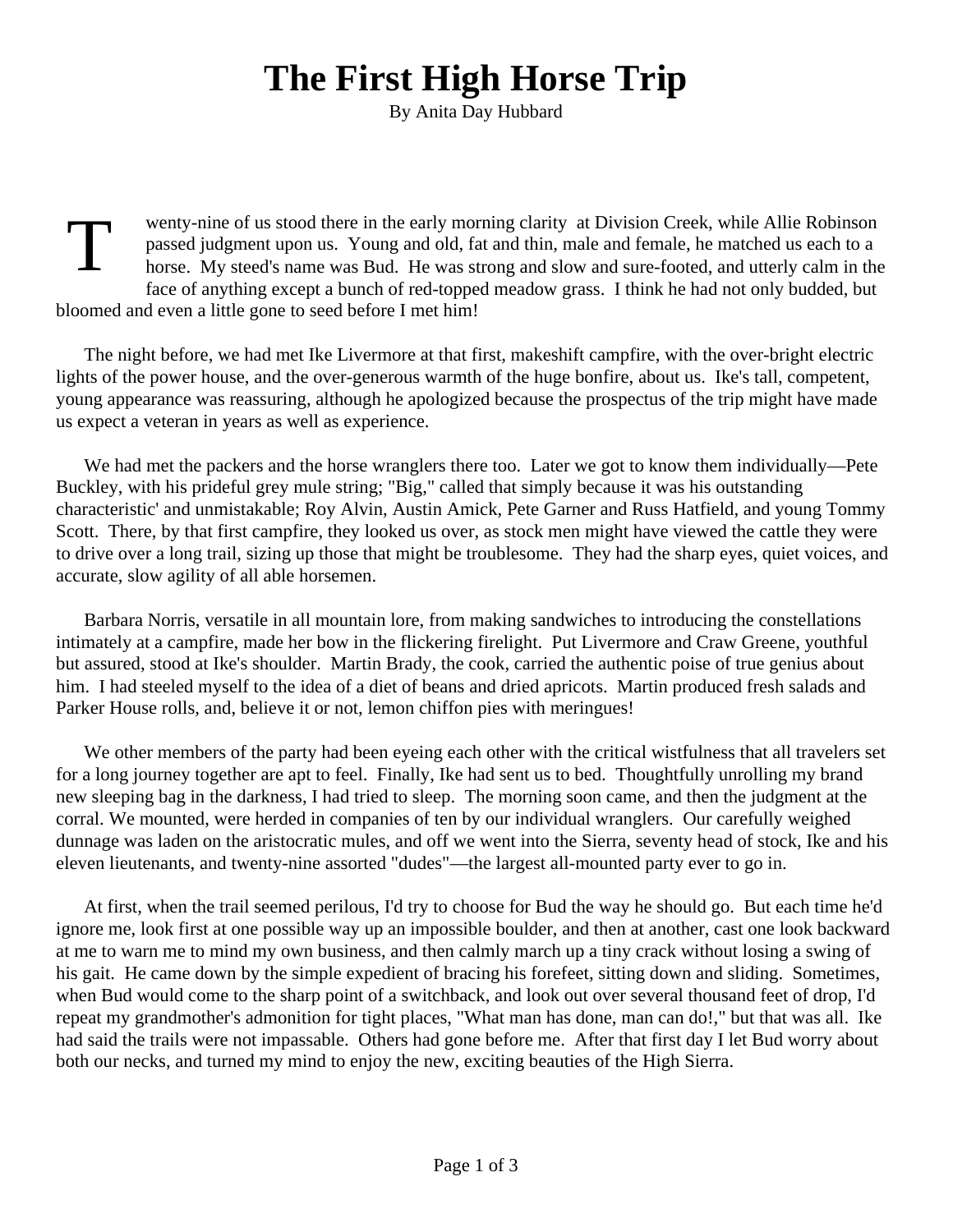# The First High Horse Trip

By Anita Day Hubbard

Twenty-nine of us stood there in the early morning clarity at Division Creek, while Allie Robinson passed judgment upon us. Young and old, fat and thin, male and female, he matched us each to a horse. My steed's name was Bud. He was strong and slow and sure-footed, and utterly calm in the face of anything except a bunch of red-topped meadow grass. I think he had not only budded, but bloomed and even a little gone to seed before I met him!

The night before, we had met Ike Livermore at that first, makeshift campfire, with the over-bright electric lights of the power house, and the over-generous warmth of the huge bonfire, about us. Ike's tall, competent, young appearance was reassuring, although he apologized because the prospectus of the trip might have made us expect a veteran in years as well as experience.

We had met the packers and the horse wranglers there too. Later we got to know them individually—Pete Buckley, with his prideful grey mule string; "Big," called that simply because it was his outstanding characteristic' and unmistakable; Roy Alvin, Austin Amick, Pete Garner and Russ Hatfield, and young Tommy Scott. There, by that first campfire, they looked us over, as stock men might have viewed the cattle they were to drive over a long trail, sizing up those that might be troublesome. They had the sharp eyes, quiet voices, and accurate, slow agility of all able horsemen.

Barbara Norris, versatile in all mountain lore, from making sandwiches to introducing the constellations intimately at a campfire, made her bow in the flickering firelight. Put Livermore and Craw Greene, youthful but assured, stood at Ike's shoulder. Martin Brady, the cook, carried the authentic poise of true genius about him. I had steeled myself to the idea of a diet of beans and dried apricots. Martin produced fresh salads and Parker House rolls, and, believe it or not, lemon chiffon pies with meringues!

We other members of the party had been eyeing each other with the critical wistfulness that all travelers set for a long journey together are apt to feel. Finally, Ike had sent us to bed. Thoughtfully unrolling my brand new sleeping bag in the darkness, I had tried to sleep. The morning soon came, and then the judgment at the corral. We mounted, were herded in companies of ten by our individual wranglers. Our carefully weighed dunnage was laden on the aristocratic mules, and off we went into the Sierra, seventy head of stock, Ike and his eleven lieutenants, and twenty-nine assorted "dudes"—the largest all-mounted party ever to go in.

At first, when the trail seemed perilous, I'd try to choose for Bud the way he should go. But each time he'd ignore me, look first at one possible way up an impossible boulder, and then at another, cast one look backward at me to warn me to mind my own business, and then calmly march up a tiny crack without losing a swing of his gait. He came down by the simple expedient of bracing his forefeet, sitting down and sliding. Sometimes, when Bud would come to the sharp point of a switchback, and look out over several thousand feet of drop, I'd repeat my grandmother's admonition for tight places, "What man has done, man can do!," but that was all. Ike had said the trails were not impassable. Others had gone before me. After that first day I let Bud worry about both our necks, and turned my mind to enjoy the new, exciting beauties of the High Sierra.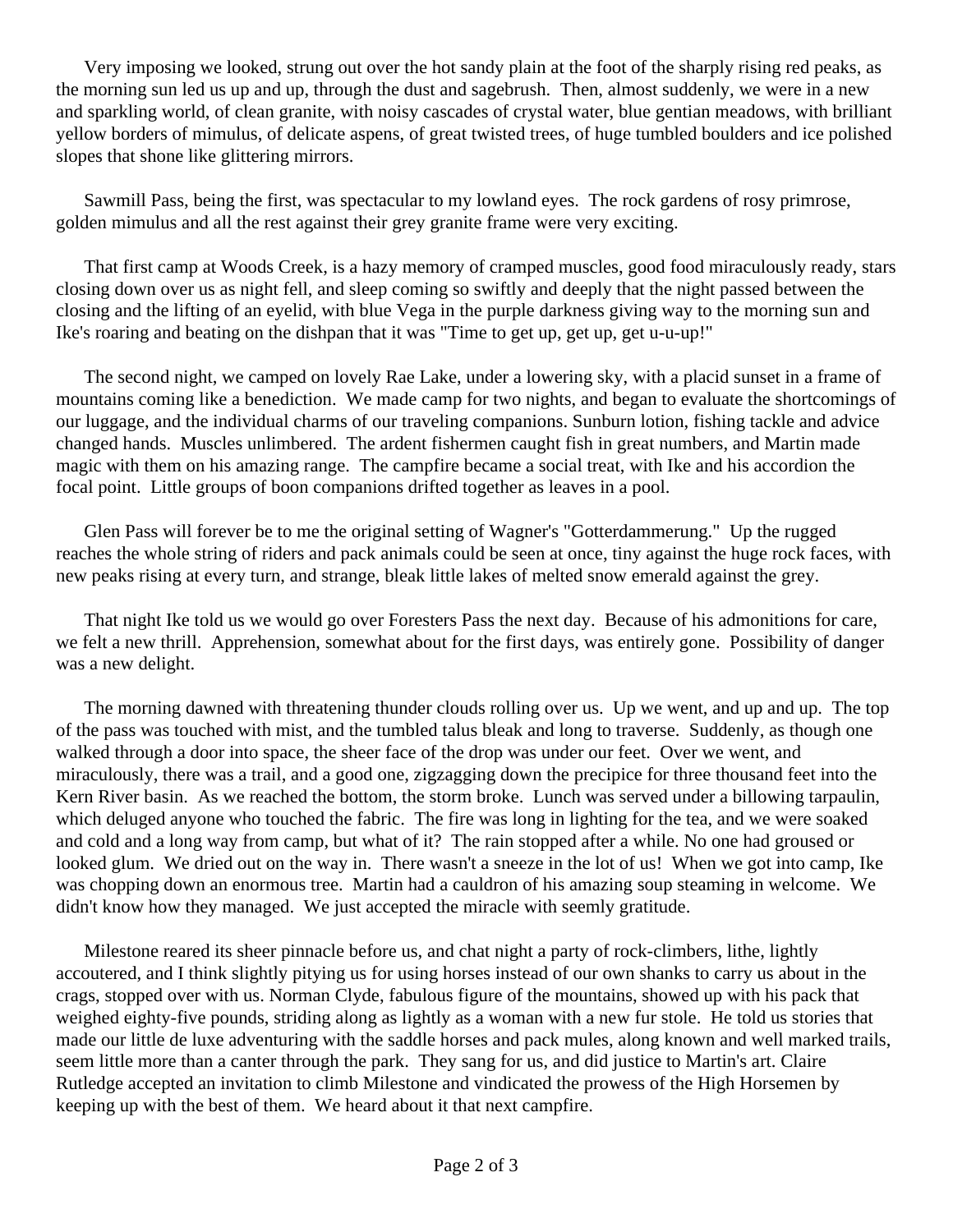Very imposing we looked, strung out over the hot sandy plain at the foot of the sharply rising red peaks, as the morning sun led us up and up, through the dust and sagebrush. Then, almost suddenly, we were in a new and sparkling world, of clean granite, with noisy cascades of crystal water, blue gentian meadows, with brilliant yellow borders of mimulus, of delicate aspens, of great twisted trees, of huge tumbled boulders and ice polished slopes that shone like glittering mirrors.

Sawmill Pass, being the first, was spectacular to my lowland eyes. The rock gardens of rosy primrose, golden mimulus and all the rest against their grey granite frame were very exciting.

That first camp at Woods Creek, is a hazy memory of cramped muscles, good food miraculously ready, stars closing down over us as night fell, and sleep coming so swiftly and deeply that the night passed between the closing and the lifting of an eyelid, with blue Vega in the purple darkness giving way to the morning sun and Ike's roaring and beating on the dishpan that it was "Time to get up, get up, get u-u-up!"

The second night, we camped on lovely Rae Lake, under a lowering sky, with a placid sunset in a frame of mountains coming like a benediction. We made camp for two nights, and began to evaluate the shortcomings of our luggage, and the individual charms of our traveling companions. Sunburn lotion, fishing tackle and advice changed hands. Muscles unlimbered. The ardent fishermen caught fish in great numbers, and Martin made magic with them on his amazing range. The campfire became a social treat, with Ike and his accordion the focal point. Little groups of boon companions drifted together as leaves in a pool.

Glen Pass will forever be to me the original setting of Wagner's "Gotterdammerung." Up the rugged reaches the whole string of riders and pack animals could be seen at once, tiny against the huge rock faces, with new peaks rising at every turn, and strange, bleak little lakes of melted snow emerald against the grey.

That night Ike told us we would go over Foresters Pass the next day. Because of his admonitions for care, we felt a new thrill. Apprehension, somewhat about for the first days, was entirely gone. Possibility of danger was a new delight.

The morning dawned with threatening thunder clouds rolling over us. Up we went, and up and up. The top of the pass was touched with mist, and the tumbled talus bleak and long to traverse. Suddenly, as though one walked through a door into space, the sheer face of the drop was under our feet. Over we went, and miraculously, there was a trail, and a good one, zigzagging down the precipice for three thousand feet into the Kern River basin. As we reached the bottom, the storm broke. Lunch was served under a billowing tarpaulin, which deluged anyone who touched the fabric. The fire was long in lighting for the tea, and we were soaked and cold and a long way from camp, but what of it? The rain stopped after a while. No one had groused or looked glum. We dried out on the way in. There wasn't a sneeze in the lot of us! When we got into camp, Ike was chopping down an enormous tree. Martin had a cauldron of his amazing soup steaming in welcome. We didn't know how they managed. We just accepted the miracle with seemly gratitude.

Milestone reared its sheer pinnacle before us, and chat night a party of rock-climbers, lithe, lightly accoutered, and I think slightly pitying us for using horses instead of our own shanks to carry us about in the crags, stopped over with us. Norman Clyde, fabulous figure of the mountains, showed up with his pack that weighed eighty-five pounds, striding along as lightly as a woman with a new fur stole. He told us stories that made our little de luxe adventuring with the saddle horses and pack mules, along known and well marked trails, seem little more than a canter through the park. They sang for us, and did justice to Martin's art. Claire Rutledge accepted an invitation to climb Milestone and vindicated the prowess of the High Horsemen by keeping up with the best of them. We heard about it that next campfire.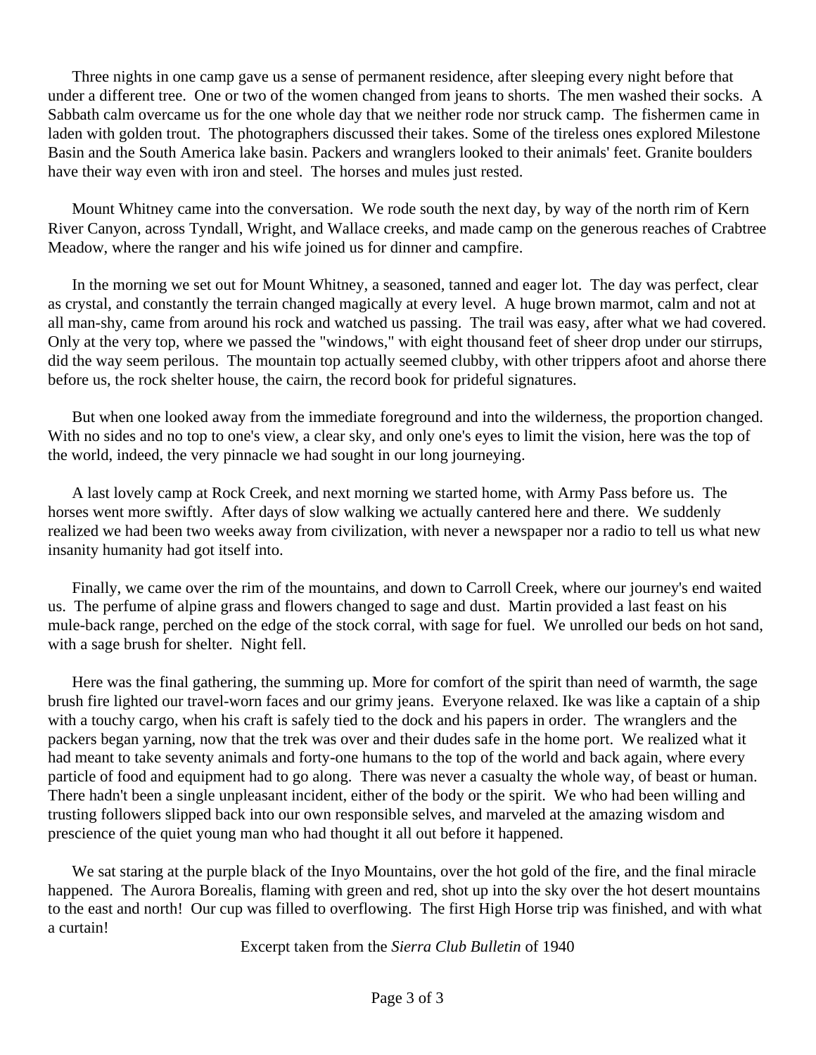Three nights in one camp gave us a sense of permanent residence, after sleeping every night before that under a different tree. One or two of the women changed from jeans to shorts. The men washed their socks. A Sabbath calm overcame us for the one whole day that we neither rode nor struck camp. The fishermen came in laden with golden trout. The photographers discussed their takes. Some of the tireless ones explored Milestone Basin and the South America lake basin. Packers and wranglers looked to their animals' feet. Granite boulders have their way even with iron and steel. The horses and mules just rested.

Mount Whitney came into the conversation. We rode south the next day, by way of the north rim of Kern River Canyon, across Tyndall, Wright, and Wallace creeks, and made camp on the generous reaches of Crabtree Meadow, where the ranger and his wife joined us for dinner and campfire.

In the morning we set out for Mount Whitney, a seasoned, tanned and eager lot. The day was perfect, clear as crystal, and constantly the terrain changed magically at every level. A huge brown marmot, calm and not at all man-shy, came from around his rock and watched us passing. The trail was easy, after what we had covered. Only at the very top, where we passed the "windows," with eight thousand feet of sheer drop under our stirrups, did the way seem perilous. The mountain top actually seemed clubby, with other trippers afoot and ahorse there before us, the rock shelter house, the cairn, the record book for prideful signatures.

But when one looked away from the immediate foreground and into the wilderness, the proportion changed. With no sides and no top to one's view, a clear sky, and only one's eyes to limit the vision, here was the top of the world, indeed, the very pinnacle we had sought in our long journeying.

A last lovely camp at Rock Creek, and next morning we started home, with Army Pass before us. The horses went more swiftly. After days of slow walking we actually cantered here and there. We suddenly realized we had been two weeks away from civilization, with never a newspaper nor a radio to tell us what new insanity humanity had got itself into.

Finally, we came over the rim of the mountains, and down to Carroll Creek, where our journey's end waited us. The perfume of alpine grass and flowers changed to sage and dust. Martin provided a last feast on his mule-back range, perched on the edge of the stock corral, with sage for fuel. We unrolled our beds on hot sand, with a sage brush for shelter. Night fell.

Here was the final gathering, the summing up. More for comfort of the spirit than need of warmth, the sage brush fire lighted our travel-worn faces and our grimy jeans. Everyone relaxed. Ike was like a captain of a ship with a touchy cargo, when his craft is safely tied to the dock and his papers in order. The wranglers and the packers began yarning, now that the trek was over and their dudes safe in the home port. We realized what it had meant to take seventy animals and forty-one humans to the top of the world and back again, where every particle of food and equipment had to go along. There was never a casualty the whole way, of beast or human. There hadn't been a single unpleasant incident, either of the body or the spirit. We who had been willing and trusting followers slipped back into our own responsible selves, and marveled at the amazing wisdom and prescience of the quiet young man who had thought it all out before it happened.

We sat staring at the purple black of the Inyo Mountains, over the hot gold of the fire, and the final miracle happened. The Aurora Borealis, flaming with green and red, shot up into the sky over the hot desert mountains to the east and north! Our cup was filled to overflowing. The first High Horse trip was finished, and with what a curtain!

Excerpt taken from the *Sierra Club Bulletin* of 1940